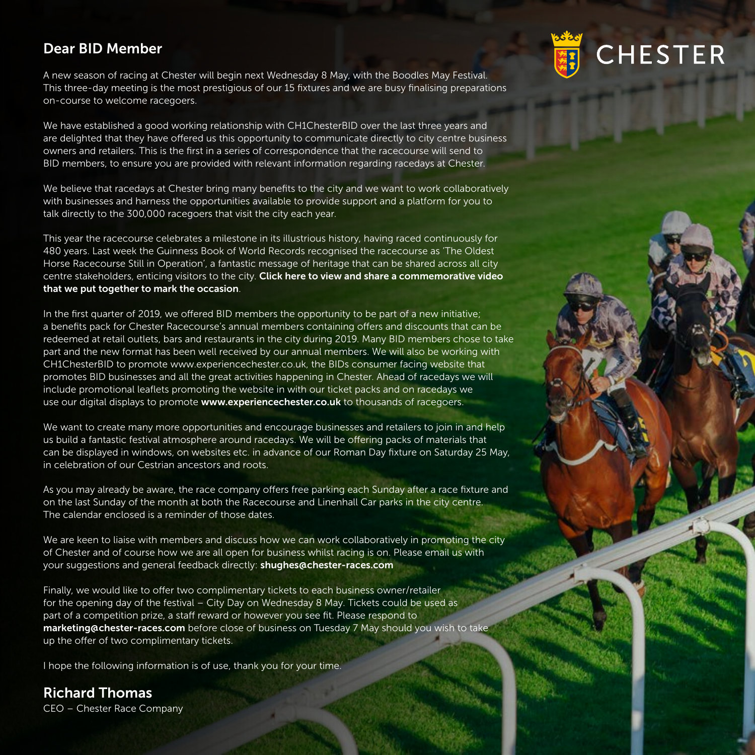CHESTER

## Dear BID Member

A new season of racing at Chester will begin next Wednesday 8 May, with the Boodles May Festival. This three-day meeting is the most prestigious of our 15 fixtures and we are busy finalising preparations on-course to welcome racegoers.

We have established a good working relationship with CH1ChesterBID over the last three years and are delighted that they have offered us this opportunity to communicate directly to city centre business owners and retailers. This is the first in a series of correspondence that the racecourse will send to BID members, to ensure you are provided with relevant information regarding racedays at Chester.

We believe that racedays at Chester bring many benefits to the city and we want to work collaboratively with businesses and harness the opportunities available to provide support and a platform for you to talk directly to the 300,000 racegoers that visit the city each year.

This year the racecourse celebrates a milestone in its illustrious history, having raced continuously for 480 years. Last week the Guinness Book of World Records recognised the racecourse as 'The Oldest Horse Racecourse Still in Operation', a fantastic message of heritage that can be shared across all city centre stakeholders, enticing visitors to the city. **Click here to view and share a commemorative video that we put together to mark the occasion**.

In the first quarter of 2019, we offered BID members the opportunity to be part of a new initiative; a benefits pack for Chester Racecourse's annual members containing offers and discounts that can be redeemed at retail outlets, bars and restaurants in the city during 2019. Many BID members chose to take part and the new format has been well received by our annual members. We will also be working with CH1ChesterBID to promote www.experiencechester.co.uk, the BIDs consumer facing website that promotes BID businesses and all the great activities happening in Chester. Ahead of racedays we will include promotional leaflets promoting the website in with our ticket packs and on racedays we use our digital displays to promote **www.experiencechester.co.uk** to thousands of racegoers.

We want to create many more opportunities and encourage businesses and retailers to join in and help us build a fantastic festival atmosphere around racedays. We will be offering packs of materials that can be displayed in windows, on websites etc. in advance of our Roman Day fixture on Saturday 25 May, in celebration of our Cestrian ancestors and roots.

As you may already be aware, the race company offers free parking each Sunday after a race fixture and on the last Sunday of the month at both the Racecourse and Linenhall Car parks in the city centre. The calendar enclosed is a reminder of those dates.

We are keen to liaise with members and discuss how we can work collaboratively in promoting the city of Chester and of course how we are all open for business whilst racing is on. Please email us with your suggestions and general feedback directly: **shughes@chester-races.com**

Finally, we would like to offer two complimentary tickets to each business owner/retailer for the opening day of the festival – City Day on Wednesday 8 May. Tickets could be used as part of a competition prize, a staff reward or however you see fit. Please respond to **marketing@chester-races.com** before close of business on Tuesday 7 May should you wish to take up the offer of two complimentary tickets.

I hope the following information is of use, thank you for your time.

**Richard Thomas**
CEO – Chester Race Company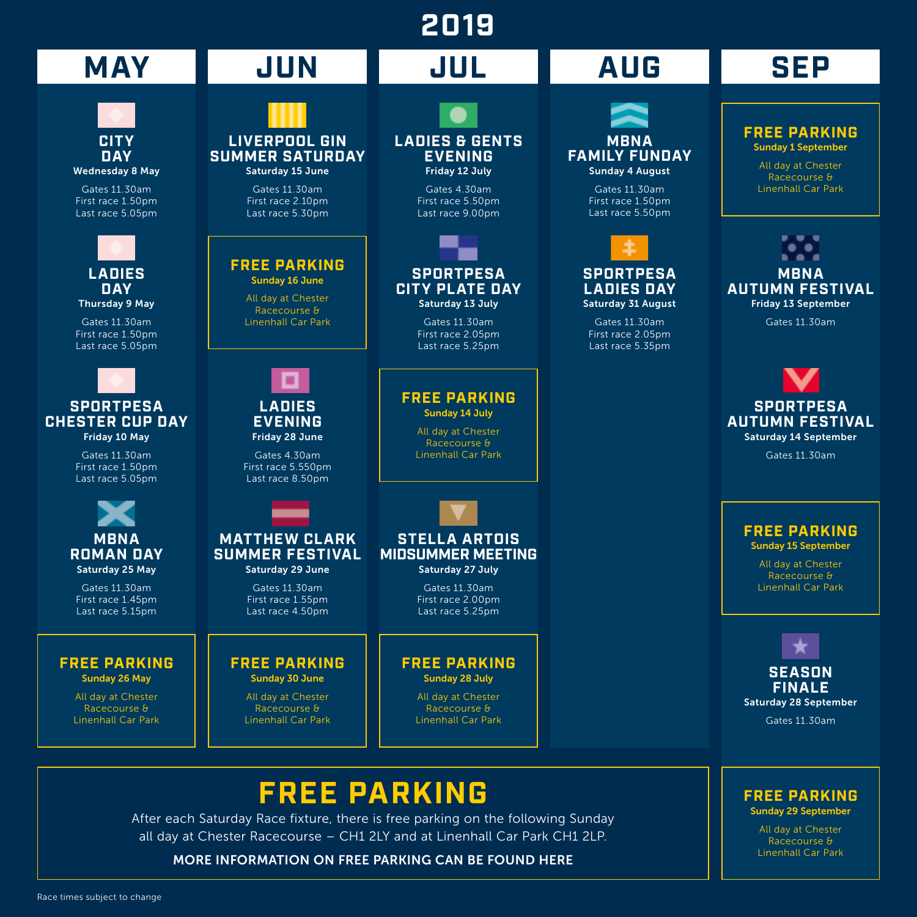# 2019

## MAY

### CITY DAY
**Wednesday 8 May**

Gates 11.30am
First race 1.50pm
Last race 5.05pm

### LADIES DAY
**Thursday 9 May**

Gates 11.30am
First race 1.50pm
Last race 5.05pm

### SPORTPESA CHESTER CUP DAY
**Friday 10 May**

Gates 11.30am
First race 1.50pm
Last race 5.05pm

### MBNA ROMAN DAY
**Saturday 25 May**

Gates 11.30am
First race 1.45pm
Last race 5.15pm

### FREE PARKING
**Sunday 26 May**

All day at Chester Racecourse & Linenhall Car Park

## JUN

### LIVERPOOL GIN SUMMER SATURDAY
**Saturday 15 June**

Gates 11.30am
First race 2.10pm
Last race 5.30pm

### FREE PARKING
**Sunday 16 June**

All day at Chester Racecourse & Linenhall Car Park

### LADIES EVENING
**Friday 28 June**

Gates 4.30am
First race 5.550pm
Last race 8.50pm

### MATTHEW CLARK SUMMER FESTIVAL
**Saturday 29 June**

Gates 11.30am
First race 1.55pm
Last race 4.50pm

### FREE PARKING
**Sunday 30 June**

All day at Chester Racecourse & Linenhall Car Park

## JUL

### LADIES & GENTS EVENING
**Friday 12 July**

Gates 4.30am
First race 5.50pm
Last race 9.00pm

### SPORTPESA CITY PLATE DAY
**Saturday 13 July**

Gates 11.30am
First race 2.05pm
Last race 5.25pm

### FREE PARKING
**Sunday 14 July**

All day at Chester Racecourse & Linenhall Car Park

### STELLA ARTOIS MIDSUMMER MEETING
**Saturday 27 July**

Gates 11.30am
First race 2.00pm
Last race 5.25pm

### FREE PARKING
**Sunday 28 July**

All day at Chester Racecourse & Linenhall Car Park

## AUG

### MBNA FAMILY FUNDAY
**Sunday 4 August**

Gates 11.30am
First race 1.50pm
Last race 5.50pm

### SPORTPESA LADIES DAY
**Saturday 31 August**

Gates 11.30am
First race 2.05pm
Last race 5.35pm

## SEP

### FREE PARKING
**Sunday 1 September**

All day at Chester Racecourse & Linenhall Car Park

### MBNA AUTUMN FESTIVAL
**Friday 13 September**

Gates 11.30am

### SPORTPESA AUTUMN FESTIVAL
**Saturday 14 September**

Gates 11.30am

### FREE PARKING
**Sunday 15 September**

All day at Chester Racecourse & Linenhall Car Park

### SEASON FINALE
**Saturday 28 September**

Gates 11.30am

### FREE PARKING
**Sunday 29 September**

All day at Chester Racecourse & Linenhall Car Park

## FREE PARKING

After each Saturday Race fixture, there is free parking on the following Sunday all day at Chester Racecourse – CH1 2LY and at Linenhall Car Park CH1 2LP.

**MORE INFORMATION ON FREE PARKING CAN BE FOUND HERE**

Race times subject to change